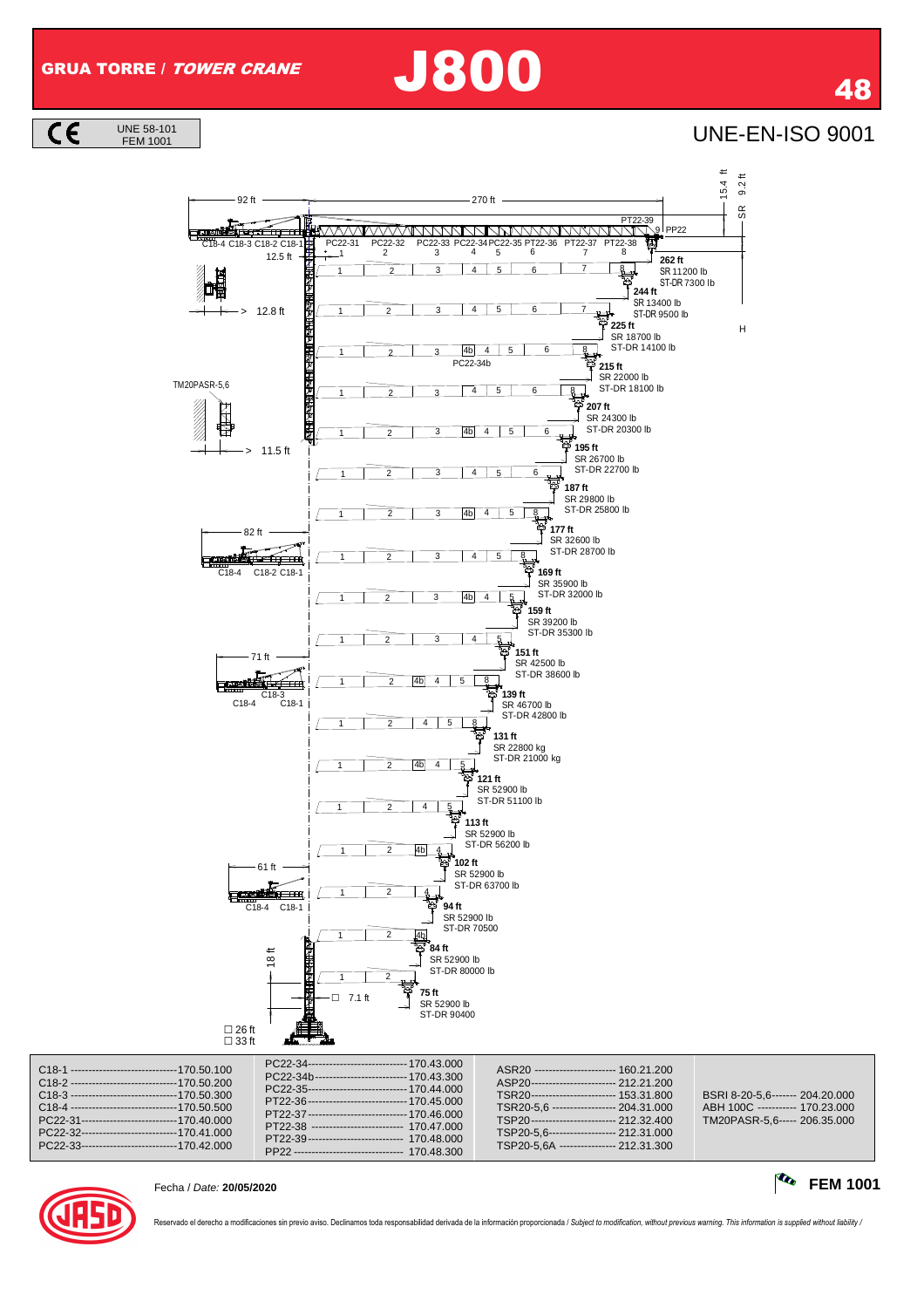# GRUA TORRE / *TOWER CRANE* J800

CE UNE 58-101 FEM 1001

UNE-EN-ISO 9001

92 ft — 270 ft

15.4 ft 9.2 ft SR H

C18-4 C18-3 C18-2 C18-1 PC22-31 PC22-32 PC22-33 PC22-34 PC22-35 PT22-36 PT22-37 PT22-38 PT22-39 PP22

12.5 ft

12.8 ft

11.5 ft

TM20PASR-5,6

| Height | SR | ST-DR |
|---|---|---|
| 262 ft | 11200 lb | 7300 lb |
| 244 ft | 13400 lb | 9500 lb |
| 225 ft | 18700 lb | 14100 lb |
| 215 ft | 22000 lb | 18100 lb |
| 207 ft | 24300 lb | 20300 lb |
| 195 ft | 26700 lb | 22700 lb |
| 187 ft | 29800 lb | 25800 lb |
| 177 ft | 32600 lb | 28700 lb |
| 169 ft | 35900 lb | 32000 lb |
| 159 ft | 39200 lb | 35300 lb |
| 151 ft | 42500 lb | 38600 lb |
| 139 ft | 46700 lb | 42800 lb |
| 131 ft | 22800 kg | 21000 kg |
| 121 ft | 52900 lb | 51100 lb |
| 113 ft | 52900 lb | 56200 lb |
| 102 ft | 52900 lb | 63700 lb |
| 94 ft | 52900 lb | 70500 |
| 84 ft | 52900 lb | 80000 lb |
| 75 ft | 52900 lb | 90400 |

82 ft — C18-4 C18-2 C18-1

71 ft — C18-4 C18-3 C18-1

61 ft — C18-4 C18-1

PC22-34b

18 ft

□ 7.1 ft

□ 26 ft
□ 33 ft

| | | | |
|---|---|---|---|
| C18-1 ---------- 170.50.100 | PC22-34---------- 170.43.000 | ASR20 ---------- 160.21.200 | |
| C18-2 ---------- 170.50.200 | PC22-34b---------- 170.43.300 | ASP20---------- 212.21.200 | |
| C18-3 ---------- 170.50.300 | PC22-35---------- 170.44.000 | TSR20---------- 153.31.800 | BSRI 8-20-5,6------- 204.20.000 |
| C18-4 ---------- 170.50.500 | PT22-36---------- 170.45.000 | TSR20-5,6 ---------- 204.31.000 | ABH 100C ---------- 170.23.000 |
| PC22-31---------- 170.40.000 | PT22-37---------- 170.46.000 | TSP20---------- 212.32.400 | TM20PASR-5,6----- 206.35.000 |
| PC22-32---------- 170.41.000 | PT22-38 ---------- 170.47.000 | TSP20-5,6---------- 212.31.000 | |
| PC22-33---------- 170.42.000 | PT22-39---------- 170.48.000 | TSP20-5,6A ---------- 212.31.300 | |
| | PP22 ---------- 170.48.300 | | |

Fecha / *Date:* **20/05/2020**

**FEM 1001**

Reservado el derecho a modificaciones sin previo aviso. Declinamos toda responsabilidad derivada de la información proporcionada / *Subject to modification, without previous warning. This information is supplied without liability /*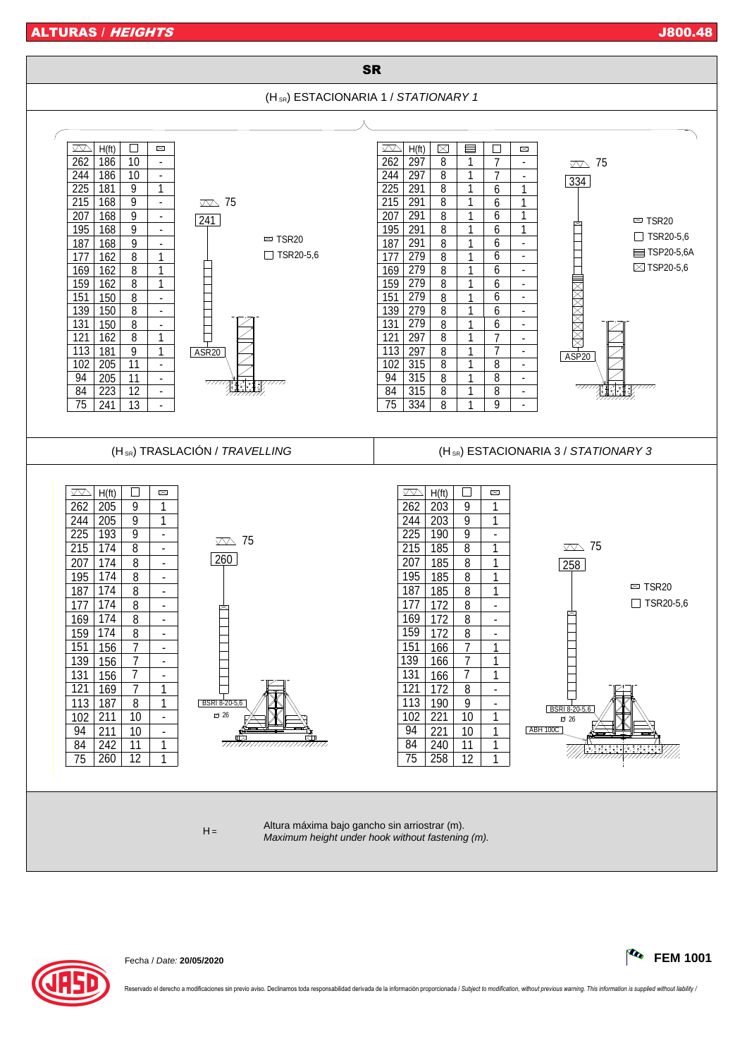# ALTURAS / *HEIGHTS*

J800.48

## SR

### ($H_{SR}$) ESTACIONARIA 1 / *STATIONARY 1*

| ▽▽ | H(ft) | □ TSR20-5,6 | ▭ TSR20 |
|---|---|---|---|
| 262 | 186 | 10 | - |
| 244 | 186 | 10 | - |
| 225 | 181 | 9 | 1 |
| 215 | 168 | 9 | - |
| 207 | 168 | 9 | - |
| 195 | 168 | 9 | - |
| 187 | 168 | 9 | - |
| 177 | 162 | 8 | 1 |
| 169 | 162 | 8 | 1 |
| 159 | 162 | 8 | 1 |
| 151 | 150 | 8 | - |
| 139 | 150 | 8 | - |
| 131 | 150 | 8 | - |
| 121 | 162 | 8 | 1 |
| 113 | 181 | 9 | 1 |
| 102 | 205 | 11 | - |
| 94 | 205 | 11 | - |
| 84 | 223 | 12 | - |
| 75 | 241 | 13 | - |

▽▽ 75 — 241 — ASR20

▭ TSR20
□ TSR20-5,6

| ▽▽ | H(ft) | ⊠ TSP20-5,6 | ▤ TSP20-5,6A | □ TSR20-5,6 | ▭ TSR20 |
|---|---|---|---|---|---|
| 262 | 297 | 8 | 1 | 7 | - |
| 244 | 297 | 8 | 1 | 7 | - |
| 225 | 291 | 8 | 1 | 6 | 1 |
| 215 | 291 | 8 | 1 | 6 | 1 |
| 207 | 291 | 8 | 1 | 6 | 1 |
| 195 | 291 | 8 | 1 | 6 | 1 |
| 187 | 291 | 8 | 1 | 6 | - |
| 177 | 279 | 8 | 1 | 6 | - |
| 169 | 279 | 8 | 1 | 6 | - |
| 159 | 279 | 8 | 1 | 6 | - |
| 151 | 279 | 8 | 1 | 6 | - |
| 139 | 279 | 8 | 1 | 6 | - |
| 131 | 279 | 8 | 1 | 6 | - |
| 121 | 297 | 8 | 1 | 7 | - |
| 113 | 297 | 8 | 1 | 7 | - |
| 102 | 315 | 8 | 1 | 8 | - |
| 94 | 315 | 8 | 1 | 8 | - |
| 84 | 315 | 8 | 1 | 8 | - |
| 75 | 334 | 8 | 1 | 9 | - |

▽▽ 75 — 334 — ASP20

▭ TSR20
□ TSR20-5,6
▤ TSP20-5,6A
⊠ TSP20-5,6

### ($H_{SR}$) TRASLACIÓN / *TRAVELLING*

| ▽▽ | H(ft) | □ TSR20-5,6 | ▭ TSR20 |
|---|---|---|---|
| 262 | 205 | 9 | 1 |
| 244 | 205 | 9 | 1 |
| 225 | 193 | 9 | - |
| 215 | 174 | 8 | - |
| 207 | 174 | 8 | - |
| 195 | 174 | 8 | - |
| 187 | 174 | 8 | - |
| 177 | 174 | 8 | - |
| 169 | 174 | 8 | - |
| 159 | 174 | 8 | - |
| 151 | 156 | 7 | - |
| 139 | 156 | 7 | - |
| 131 | 156 | 7 | - |
| 121 | 169 | 7 | 1 |
| 113 | 187 | 8 | 1 |
| 102 | 211 | 10 | - |
| 94 | 211 | 10 | - |
| 84 | 242 | 11 | 1 |
| 75 | 260 | 12 | 1 |

▽▽ 75 — 260 — BSRI 8-20-5,6 — 26

### ($H_{SR}$) ESTACIONARIA 3 / *STATIONARY 3*

| ▽▽ | H(ft) | □ TSR20-5,6 | ▭ TSR20 |
|---|---|---|---|
| 262 | 203 | 9 | 1 |
| 244 | 203 | 9 | 1 |
| 225 | 190 | 9 | - |
| 215 | 185 | 8 | 1 |
| 207 | 185 | 8 | 1 |
| 195 | 185 | 8 | 1 |
| 187 | 185 | 8 | 1 |
| 177 | 172 | 8 | - |
| 169 | 172 | 8 | - |
| 159 | 172 | 8 | - |
| 151 | 166 | 7 | 1 |
| 139 | 166 | 7 | 1 |
| 131 | 166 | 7 | 1 |
| 121 | 172 | 8 | - |
| 113 | 190 | 9 | - |
| 102 | 221 | 10 | 1 |
| 94 | 221 | 10 | 1 |
| 84 | 240 | 11 | 1 |
| 75 | 258 | 12 | 1 |

▽▽ 75 — 258 — BSRI 8-20-5,6 — 26 — ABH 100C

▭ TSR20
□ TSR20-5,6

H = Altura máxima bajo gancho sin arriostrar (m).
*Maximum height under hook without fastening (m).*

Fecha / *Date:* **20/05/2020**

**FEM 1001**

Reservado el derecho a modificaciones sin previo aviso. Declinamos toda responsabilidad derivada de la información proporcionada / *Subject to modification, without previous warning. This information is supplied without liability /*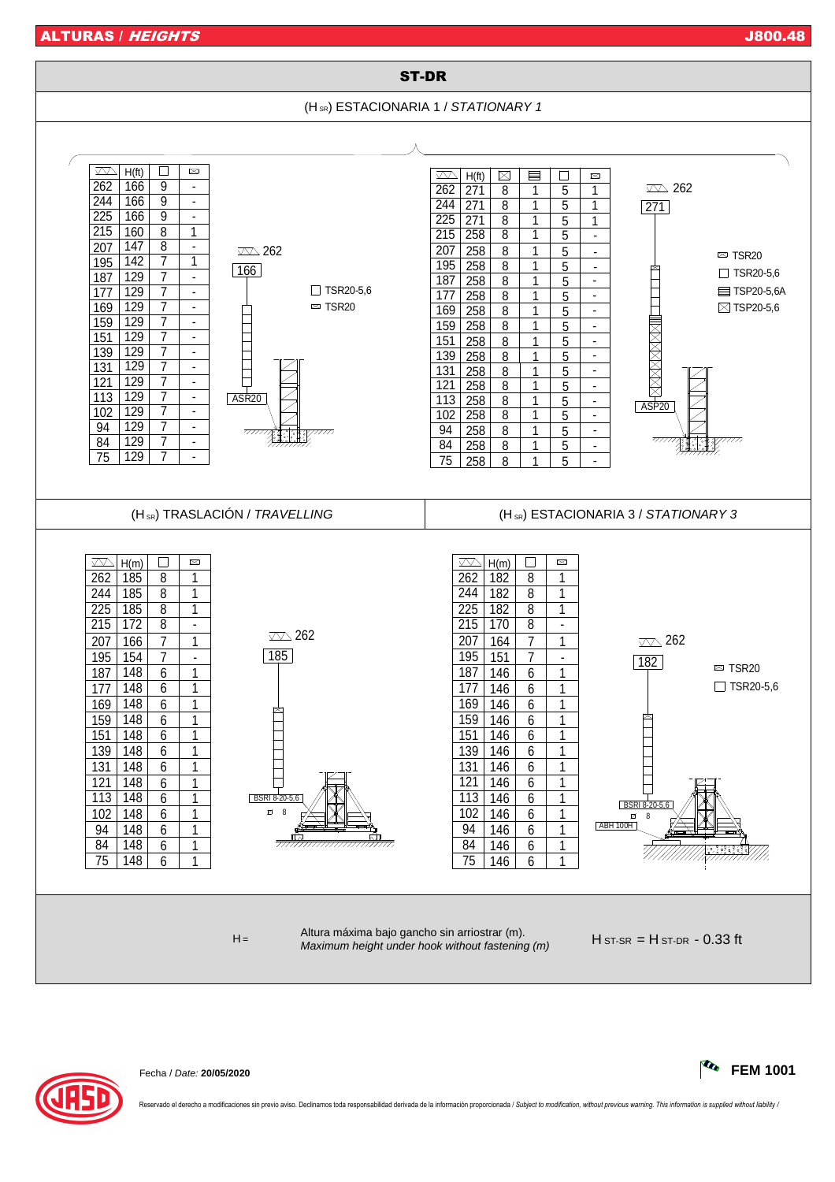# ALTURAS / *HEIGHTS*

## ST-DR

### (H SR) ESTACIONARIA 1 / *STATIONARY 1*

| ▽ | H(ft) | □ | ▭ |
|---|---|---|---|
| 262 | 166 | 9 | - |
| 244 | 166 | 9 | - |
| 225 | 166 | 9 | - |
| 215 | 160 | 8 | 1 |
| 207 | 147 | 8 | - |
| 195 | 142 | 7 | 1 |
| 187 | 129 | 7 | - |
| 177 | 129 | 7 | - |
| 169 | 129 | 7 | - |
| 159 | 129 | 7 | - |
| 151 | 129 | 7 | - |
| 139 | 129 | 7 | - |
| 131 | 129 | 7 | - |
| 121 | 129 | 7 | - |
| 113 | 129 | 7 | - |
| 102 | 129 | 7 | - |
| 94 | 129 | 7 | - |
| 84 | 129 | 7 | - |
| 75 | 129 | 7 | - |

▽ 262 — 166 — ASR20 — □ TSR20-5,6 — ▭ TSR20

| ▽ | H(ft) | ⊠ | ▤ | □ | ▭ |
|---|---|---|---|---|---|
| 262 | 271 | 8 | 1 | 5 | 1 |
| 244 | 271 | 8 | 1 | 5 | 1 |
| 225 | 271 | 8 | 1 | 5 | 1 |
| 215 | 258 | 8 | 1 | 5 | - |
| 207 | 258 | 8 | 1 | 5 | - |
| 195 | 258 | 8 | 1 | 5 | - |
| 187 | 258 | 8 | 1 | 5 | - |
| 177 | 258 | 8 | 1 | 5 | - |
| 169 | 258 | 8 | 1 | 5 | - |
| 159 | 258 | 8 | 1 | 5 | - |
| 151 | 258 | 8 | 1 | 5 | - |
| 139 | 258 | 8 | 1 | 5 | - |
| 131 | 258 | 8 | 1 | 5 | - |
| 121 | 258 | 8 | 1 | 5 | - |
| 113 | 258 | 8 | 1 | 5 | - |
| 102 | 258 | 8 | 1 | 5 | - |
| 94 | 258 | 8 | 1 | 5 | - |
| 84 | 258 | 8 | 1 | 5 | - |
| 75 | 258 | 8 | 1 | 5 | - |

▽ 262 — 271 — ASP20 — ▭ TSR20 — □ TSR20-5,6 — ▤ TSP20-5,6A — ⊠ TSP20-5,6

### (H SR) TRASLACIÓN / *TRAVELLING*

| ▽ | H(m) | □ | ▭ |
|---|---|---|---|
| 262 | 185 | 8 | 1 |
| 244 | 185 | 8 | 1 |
| 225 | 185 | 8 | 1 |
| 215 | 172 | 8 | - |
| 207 | 166 | 7 | 1 |
| 195 | 154 | 7 | - |
| 187 | 148 | 6 | 1 |
| 177 | 148 | 6 | 1 |
| 169 | 148 | 6 | 1 |
| 159 | 148 | 6 | 1 |
| 151 | 148 | 6 | 1 |
| 139 | 148 | 6 | 1 |
| 131 | 148 | 6 | 1 |
| 121 | 148 | 6 | 1 |
| 113 | 148 | 6 | 1 |
| 102 | 148 | 6 | 1 |
| 94 | 148 | 6 | 1 |
| 84 | 148 | 6 | 1 |
| 75 | 148 | 6 | 1 |

▽ 262 — 185 — BSRI 8-20-5,6 — 8

### (H SR) ESTACIONARIA 3 / *STATIONARY 3*

| ▽ | H(m) | □ | ▭ |
|---|---|---|---|
| 262 | 182 | 8 | 1 |
| 244 | 182 | 8 | 1 |
| 225 | 182 | 8 | 1 |
| 215 | 170 | 8 | - |
| 207 | 164 | 7 | 1 |
| 195 | 151 | 7 | - |
| 187 | 146 | 6 | 1 |
| 177 | 146 | 6 | 1 |
| 169 | 146 | 6 | 1 |
| 159 | 146 | 6 | 1 |
| 151 | 146 | 6 | 1 |
| 139 | 146 | 6 | 1 |
| 131 | 146 | 6 | 1 |
| 121 | 146 | 6 | 1 |
| 113 | 146 | 6 | 1 |
| 102 | 146 | 6 | 1 |
| 94 | 146 | 6 | 1 |
| 84 | 146 | 6 | 1 |
| 75 | 146 | 6 | 1 |

▽ 262 — 182 — BSRI 8-20-5,6 — 8 — ABH 100H — ▭ TSR20 — □ TSR20-5,6

H = Altura máxima bajo gancho sin arriostrar (m).
*Maximum height under hook without fastening (m)*

$H_{ST-SR} = H_{ST-DR} - 0.33$ ft

Fecha / *Date:* **20/05/2020**

**FEM 1001**

Reservado el derecho a modificaciones sin previo aviso. Declinamos toda responsabilidad derivada de la información proporcionada / *Subject to modification, without previous warning. This information is supplied without liability /*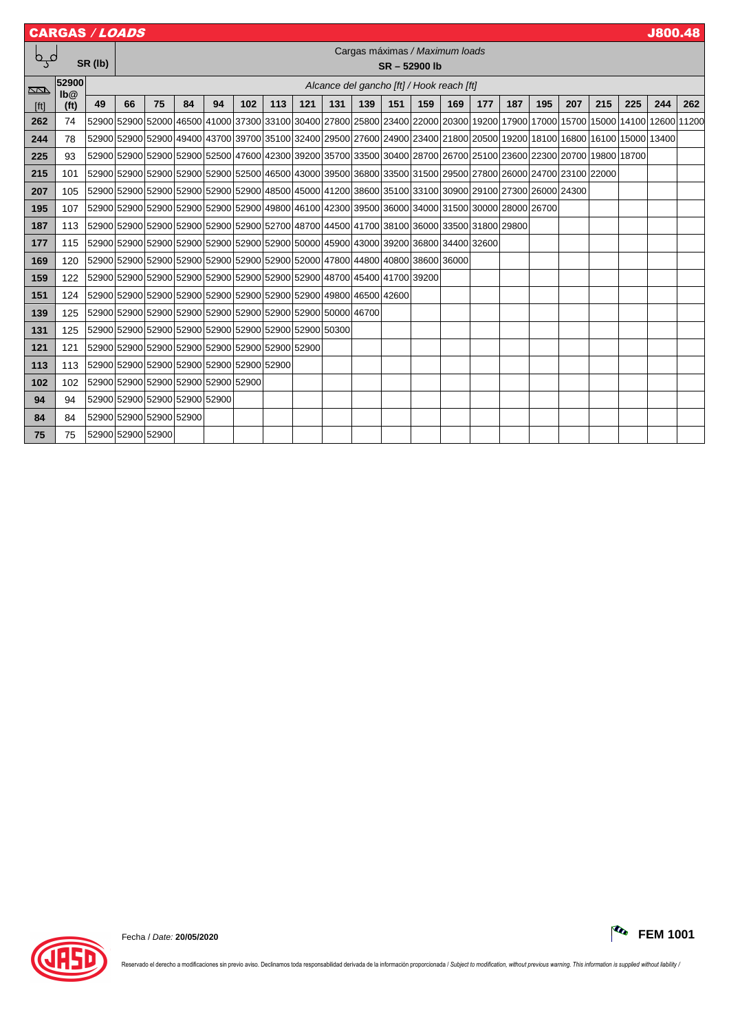## CARGAS / *LOADS* — J800.48

Cargas máximas / *Maximum loads*

SR – 52900 lb

Alcance del gancho [ft] / *Hook reach [ft]*

| [ft] | 52900 lb@ (ft) | 49 | 66 | 75 | 84 | 94 | 102 | 113 | 121 | 131 | 139 | 151 | 159 | 169 | 177 | 187 | 195 | 207 | 215 | 225 | 244 | 262 |
|---|---|---|---|---|---|---|---|---|---|---|---|---|---|---|---|---|---|---|---|---|---|---|
| 262 | 74 | 52900 | 52900 | 52000 | 46500 | 41000 | 37300 | 33100 | 30400 | 27800 | 25800 | 23400 | 22000 | 20300 | 19200 | 17900 | 17000 | 15700 | 15000 | 14100 | 12600 | 11200 |
| 244 | 78 | 52900 | 52900 | 52900 | 49400 | 43700 | 39700 | 35100 | 32400 | 29500 | 27600 | 24900 | 23400 | 21800 | 20500 | 19200 | 18100 | 16800 | 16100 | 15000 | 13400 | |
| 225 | 93 | 52900 | 52900 | 52900 | 52900 | 52500 | 47600 | 42300 | 39200 | 35700 | 33500 | 30400 | 28700 | 26700 | 25100 | 23600 | 22300 | 20700 | 19800 | 18700 | | |
| 215 | 101 | 52900 | 52900 | 52900 | 52900 | 52900 | 52500 | 46500 | 43000 | 39500 | 36800 | 33500 | 31500 | 29500 | 27800 | 26000 | 24700 | 23100 | 22000 | | | |
| 207 | 105 | 52900 | 52900 | 52900 | 52900 | 52900 | 52900 | 48500 | 45000 | 41200 | 38600 | 35100 | 33100 | 30900 | 29100 | 27300 | 26000 | 24300 | | | | |
| 195 | 107 | 52900 | 52900 | 52900 | 52900 | 52900 | 52900 | 49800 | 46100 | 42300 | 39500 | 36000 | 34000 | 31500 | 30000 | 28000 | 26700 | | | | | |
| 187 | 113 | 52900 | 52900 | 52900 | 52900 | 52900 | 52900 | 52700 | 48700 | 44500 | 41700 | 38100 | 36000 | 33500 | 31800 | 29800 | | | | | | |
| 177 | 115 | 52900 | 52900 | 52900 | 52900 | 52900 | 52900 | 52900 | 50000 | 45900 | 43000 | 39200 | 36800 | 34400 | 32600 | | | | | | | |
| 169 | 120 | 52900 | 52900 | 52900 | 52900 | 52900 | 52900 | 52900 | 52000 | 47800 | 44800 | 40800 | 38600 | 36000 | | | | | | | | |
| 159 | 122 | 52900 | 52900 | 52900 | 52900 | 52900 | 52900 | 52900 | 52900 | 48700 | 45400 | 41700 | 39200 | | | | | | | | | |
| 151 | 124 | 52900 | 52900 | 52900 | 52900 | 52900 | 52900 | 52900 | 52900 | 49800 | 46500 | 42600 | | | | | | | | | | |
| 139 | 125 | 52900 | 52900 | 52900 | 52900 | 52900 | 52900 | 52900 | 52900 | 50000 | 46700 | | | | | | | | | | | |
| 131 | 125 | 52900 | 52900 | 52900 | 52900 | 52900 | 52900 | 52900 | 52900 | 50300 | | | | | | | | | | | | |
| 121 | 121 | 52900 | 52900 | 52900 | 52900 | 52900 | 52900 | 52900 | 52900 | | | | | | | | | | | | | |
| 113 | 113 | 52900 | 52900 | 52900 | 52900 | 52900 | 52900 | 52900 | | | | | | | | | | | | | | |
| 102 | 102 | 52900 | 52900 | 52900 | 52900 | 52900 | 52900 | | | | | | | | | | | | | | | |
| 94 | 94 | 52900 | 52900 | 52900 | 52900 | 52900 | | | | | | | | | | | | | | | | |
| 84 | 84 | 52900 | 52900 | 52900 | 52900 | | | | | | | | | | | | | | | | | |
| 75 | 75 | 52900 | 52900 | 52900 | | | | | | | | | | | | | | | | | | |

Fecha / *Date:* **20/05/2020**

**FEM 1001**

Reservado el derecho a modificaciones sin previo aviso. Declinamos toda responsabilidad derivada de la información proporcionada / *Subject to modification, without previous warning. This information is supplied without liability /*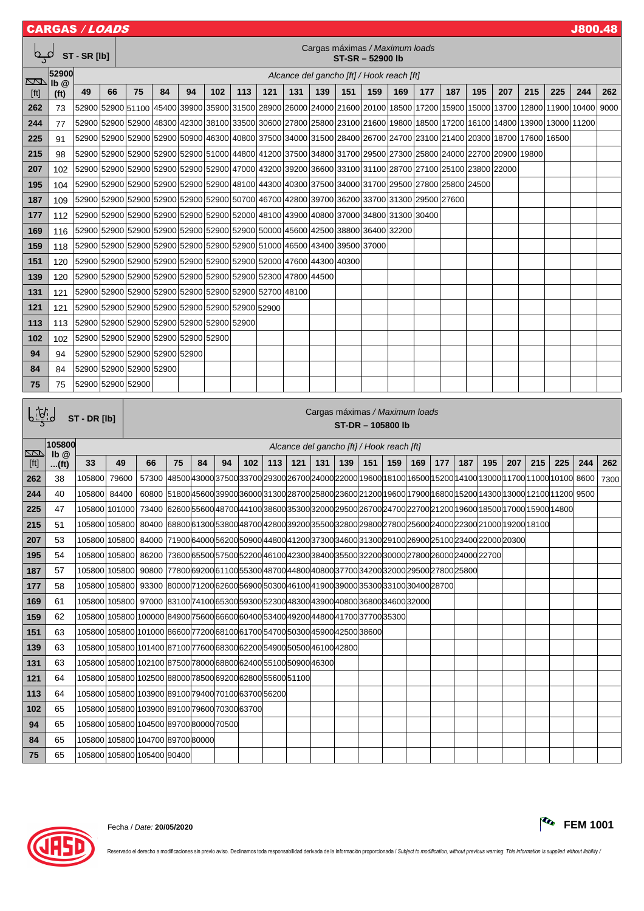## CARGAS / *LOADS*

**J800.48**

### ST - SR [lb]

Cargas máximas / *Maximum loads*

**ST-SR – 52900 lb**

| [ft] | 52900 lb @ (ft) | 49 | 66 | 75 | 84 | 94 | 102 | 113 | 121 | 131 | 139 | 151 | 159 | 169 | 177 | 187 | 195 | 207 | 215 | 225 | 244 | 262 |
|---|---|---|---|---|---|---|---|---|---|---|---|---|---|---|---|---|---|---|---|---|---|---|
| | | *Alcance del gancho [ft] / Hook reach [ft]* | | | | | | | | | | | | | | | | | | | | |
| 262 | 73 | 52900 | 52900 | 51100 | 45400 | 39900 | 35900 | 31500 | 28900 | 26000 | 24000 | 21600 | 20100 | 18500 | 17200 | 15900 | 15000 | 13700 | 12800 | 11900 | 10400 | 9000 |
| 244 | 77 | 52900 | 52900 | 52900 | 48300 | 42300 | 38100 | 33500 | 30600 | 27800 | 25800 | 23100 | 21600 | 19800 | 18500 | 17200 | 16100 | 14800 | 13900 | 13000 | 11200 | |
| 225 | 91 | 52900 | 52900 | 52900 | 52900 | 50900 | 46300 | 40800 | 37500 | 34000 | 31500 | 28400 | 26700 | 24700 | 23100 | 21400 | 20300 | 18700 | 17600 | 16500 | | |
| 215 | 98 | 52900 | 52900 | 52900 | 52900 | 52900 | 51000 | 44800 | 41200 | 37500 | 34800 | 31700 | 29500 | 27300 | 25800 | 24000 | 22700 | 20900 | 19800 | | | |
| 207 | 102 | 52900 | 52900 | 52900 | 52900 | 52900 | 52900 | 47000 | 43200 | 39200 | 36600 | 33100 | 31100 | 28700 | 27100 | 25100 | 23800 | 22000 | | | | |
| 195 | 104 | 52900 | 52900 | 52900 | 52900 | 52900 | 52900 | 48100 | 44300 | 40300 | 37500 | 34000 | 31700 | 29500 | 27800 | 25800 | 24500 | | | | | |
| 187 | 109 | 52900 | 52900 | 52900 | 52900 | 52900 | 52900 | 50700 | 46700 | 42800 | 39700 | 36200 | 33700 | 31300 | 29500 | 27600 | | | | | | |
| 177 | 112 | 52900 | 52900 | 52900 | 52900 | 52900 | 52900 | 52000 | 48100 | 43900 | 40800 | 37000 | 34800 | 31300 | 30400 | | | | | | | |
| 169 | 116 | 52900 | 52900 | 52900 | 52900 | 52900 | 52900 | 52900 | 50000 | 45600 | 42500 | 38800 | 36400 | 32200 | | | | | | | | |
| 159 | 118 | 52900 | 52900 | 52900 | 52900 | 52900 | 52900 | 52900 | 51000 | 46500 | 43400 | 39500 | 37000 | | | | | | | | | |
| 151 | 120 | 52900 | 52900 | 52900 | 52900 | 52900 | 52900 | 52900 | 52000 | 47600 | 44300 | 40300 | | | | | | | | | | |
| 139 | 120 | 52900 | 52900 | 52900 | 52900 | 52900 | 52900 | 52900 | 52300 | 47800 | 44500 | | | | | | | | | | | |
| 131 | 121 | 52900 | 52900 | 52900 | 52900 | 52900 | 52900 | 52900 | 52700 | 48100 | | | | | | | | | | | | |
| 121 | 121 | 52900 | 52900 | 52900 | 52900 | 52900 | 52900 | 52900 | 52900 | | | | | | | | | | | | | |
| 113 | 113 | 52900 | 52900 | 52900 | 52900 | 52900 | 52900 | 52900 | | | | | | | | | | | | | | |
| 102 | 102 | 52900 | 52900 | 52900 | 52900 | 52900 | 52900 | | | | | | | | | | | | | | | |
| 94 | 94 | 52900 | 52900 | 52900 | 52900 | 52900 | | | | | | | | | | | | | | | | |
| 84 | 84 | 52900 | 52900 | 52900 | 52900 | | | | | | | | | | | | | | | | | |
| 75 | 75 | 52900 | 52900 | 52900 | | | | | | | | | | | | | | | | | | |

### ST - DR [lb]

Cargas máximas / *Maximum loads*

**ST-DR – 105800 lb**

| [ft] | 105800 lb @ ...(ft) | 33 | 49 | 66 | 75 | 84 | 94 | 102 | 113 | 121 | 131 | 139 | 151 | 159 | 169 | 177 | 187 | 195 | 207 | 215 | 225 | 244 | 262 |
|---|---|---|---|---|---|---|---|---|---|---|---|---|---|---|---|---|---|---|---|---|---|---|---|
| | | *Alcance del gancho [ft] / Hook reach [ft]* | | | | | | | | | | | | | | | | | | | | | |
| 262 | 38 | 105800 | 79600 | 57300 | 48500 | 43000 | 37500 | 33700 | 29300 | 26700 | 24000 | 22000 | 19600 | 18100 | 16500 | 15200 | 14100 | 13000 | 11700 | 11000 | 10100 | 8600 | 7300 |
| 244 | 40 | 105800 | 84400 | 60800 | 51800 | 45600 | 39900 | 36000 | 31300 | 28700 | 25800 | 23600 | 21200 | 19600 | 17900 | 16800 | 15200 | 14300 | 13000 | 12100 | 11200 | 9500 | |
| 225 | 47 | 105800 | 101000 | 73400 | 62600 | 55600 | 48700 | 44100 | 38600 | 35300 | 32000 | 29500 | 26700 | 24700 | 22700 | 21200 | 19600 | 18500 | 17000 | 15900 | 14800 | | |
| 215 | 51 | 105800 | 105800 | 80400 | 68800 | 61300 | 53800 | 48700 | 42800 | 39200 | 35500 | 32800 | 29800 | 27800 | 25600 | 24000 | 22300 | 21000 | 19200 | 18100 | | | |
| 207 | 53 | 105800 | 105800 | 84000 | 71900 | 64000 | 56200 | 50900 | 44800 | 41200 | 37300 | 34600 | 31300 | 29100 | 26900 | 25100 | 23400 | 22000 | 20300 | | | | |
| 195 | 54 | 105800 | 105800 | 86200 | 73600 | 65500 | 57500 | 52200 | 46100 | 42300 | 38400 | 35500 | 32200 | 30000 | 27800 | 26000 | 24000 | 22700 | | | | | |
| 187 | 57 | 105800 | 105800 | 90800 | 77800 | 69200 | 61100 | 55300 | 48700 | 44800 | 40800 | 37700 | 34200 | 32000 | 29500 | 27800 | 25800 | | | | | | |
| 177 | 58 | 105800 | 105800 | 93300 | 80000 | 71200 | 62600 | 56900 | 50300 | 46100 | 41900 | 39000 | 35300 | 33100 | 30400 | 28700 | | | | | | | |
| 169 | 61 | 105800 | 105800 | 97000 | 83100 | 74100 | 65300 | 59300 | 52300 | 48300 | 43900 | 40800 | 36800 | 34600 | 32000 | | | | | | | | |
| 159 | 62 | 105800 | 105800 | 100000 | 84900 | 75600 | 66600 | 60400 | 53400 | 49200 | 44800 | 41700 | 37700 | 35300 | | | | | | | | | |
| 151 | 63 | 105800 | 105800 | 101000 | 86600 | 77200 | 68100 | 61700 | 54700 | 50300 | 45900 | 42500 | 38600 | | | | | | | | | | |
| 139 | 63 | 105800 | 105800 | 101400 | 87100 | 77600 | 68300 | 62200 | 54900 | 50500 | 46100 | 42800 | | | | | | | | | | | |
| 131 | 63 | 105800 | 105800 | 102100 | 87500 | 78000 | 68800 | 62400 | 55100 | 50900 | 46300 | | | | | | | | | | | | |
| 121 | 64 | 105800 | 105800 | 102500 | 88000 | 78500 | 69200 | 62800 | 55600 | 51100 | | | | | | | | | | | | | |
| 113 | 64 | 105800 | 105800 | 103900 | 89100 | 79400 | 70100 | 63700 | 56200 | | | | | | | | | | | | | | |
| 102 | 65 | 105800 | 105800 | 103900 | 89100 | 79600 | 70300 | 63700 | | | | | | | | | | | | | | | |
| 94 | 65 | 105800 | 105800 | 104500 | 89700 | 80000 | 70500 | | | | | | | | | | | | | | | | |
| 84 | 65 | 105800 | 105800 | 104700 | 89700 | 80000 | | | | | | | | | | | | | | | | | |
| 75 | 65 | 105800 | 105800 | 105400 | 90400 | | | | | | | | | | | | | | | | | | |

Fecha / *Date:* **20/05/2020**

**FEM 1001**

Reservado el derecho a modificaciones sin previo aviso. Declinamos toda responsabilidad derivada de la información proporcionada / *Subject to modification, without previous warning. This information is supplied without liability /*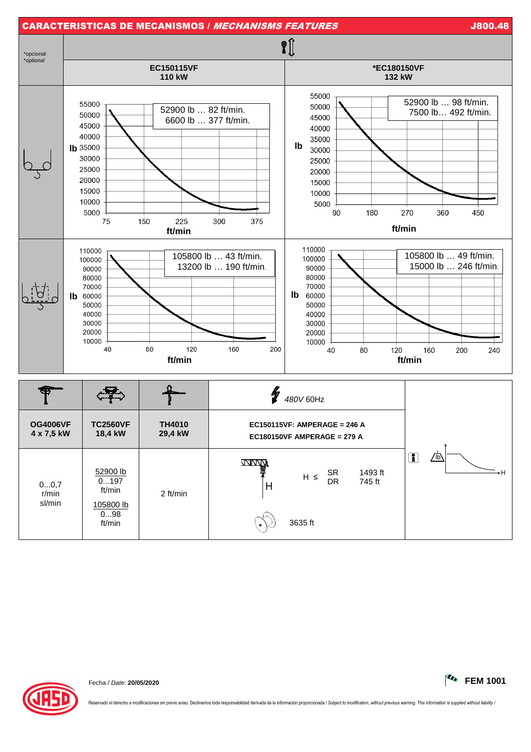## CARACTERISTICAS DE MECANISMOS / *MECHANISMS FEATURES* — J800.48

*opcional
*optional

| | EC150115VF 110 kW | *EC180150VF 132 kW |
|---|---|---|
| Single line | 52900 lb … 82 ft/min. 6600 lb … 377 ft/min. | 52900 lb … 98 ft/min. 7500 lb… 492 ft/min. |
| Double line | 105800 lb … 43 ft/min. 13200 lb … 190 ft/min. | 105800 lb … 49 ft/min. 15000 lb … 246 ft/min. |

| OG4006VF 4 x 7,5 kW | TC2560VF 18,4 kW | TH4010 29,4 kW | 480V 60Hz EC150115VF: AMPERAGE = 246 A EC180150VF AMPERAGE = 279 A |
|---|---|---|---|
| 0...0,7 r/min sl/min | 52900 lb 0...197 ft/min 105800 lb 0...98 ft/min | 2 ft/min | H ≤ SR 1493 ft; DR 745 ft; 3635 ft |

Fecha / *Date:* **20/05/2020**

**FEM 1001**

Reservado el derecho a modificaciones sin previo aviso. Declinamos toda responsabilidad derivada de la información proporcionada / *Subject to modification, without previous warning. This information is supplied without liability /*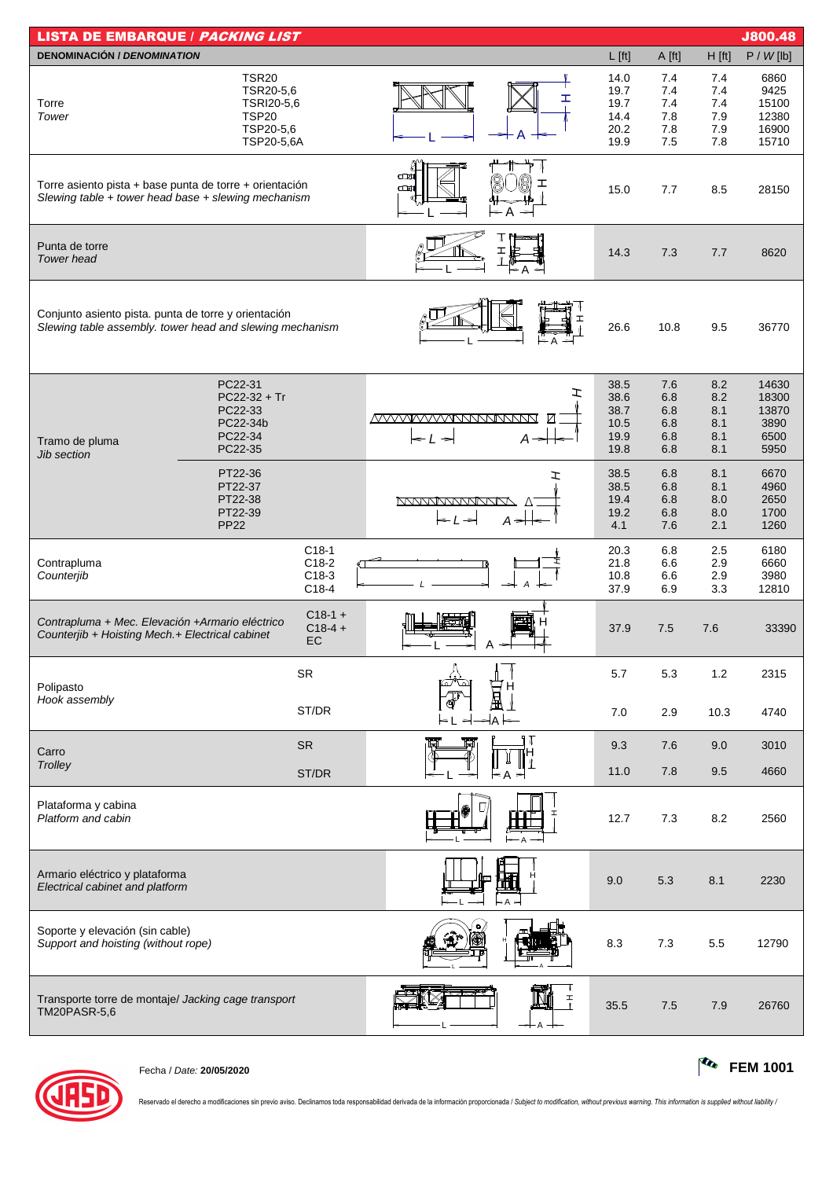## LISTA DE EMBARQUE / *PACKING LIST* J800.48

| DENOMINACIÓN / *DENOMINATION* | | L [ft] | A [ft] | H [ft] | P / *W* [lb] |
|---|---|---|---|---|---|
| Torre / *Tower* | TSR20 | 14.0 | 7.4 | 7.4 | 6860 |
| | TSR20-5,6 | 19.7 | 7.4 | 7.4 | 9425 |
| | TSRI20-5,6 | 19.7 | 7.4 | 7.4 | 15100 |
| | TSP20 | 14.4 | 7.8 | 7.9 | 12380 |
| | TSP20-5,6 | 20.2 | 7.8 | 7.9 | 16900 |
| | TSP20-5,6A | 19.9 | 7.5 | 7.8 | 15710 |
| Torre asiento pista + base punta de torre + orientación / *Slewing table + tower head base + slewing mechanism* | | 15.0 | 7.7 | 8.5 | 28150 |
| Punta de torre / *Tower head* | | 14.3 | 7.3 | 7.7 | 8620 |
| Conjunto asiento pista. punta de torre y orientación / *Slewing table assembly. tower head and slewing mechanism* | | 26.6 | 10.8 | 9.5 | 36770 |
| Tramo de pluma / *Jib section* | PC22-31 | 38.5 | 7.6 | 8.2 | 14630 |
| | PC22-32 + Tr | 38.6 | 6.8 | 8.2 | 18300 |
| | PC22-33 | 38.7 | 6.8 | 8.1 | 13870 |
| | PC22-34b | 10.5 | 6.8 | 8.1 | 3890 |
| | PC22-34 | 19.9 | 6.8 | 8.1 | 6500 |
| | PC22-35 | 19.8 | 6.8 | 8.1 | 5950 |
| | PT22-36 | 38.5 | 6.8 | 8.1 | 6670 |
| | PT22-37 | 38.5 | 6.8 | 8.1 | 4960 |
| | PT22-38 | 19.4 | 6.8 | 8.0 | 2650 |
| | PT22-39 | 19.2 | 6.8 | 8.0 | 1700 |
| | PP22 | 4.1 | 7.6 | 2.1 | 1260 |
| Contrapluma / *Counterjib* | C18-1 | 20.3 | 6.8 | 2.5 | 6180 |
| | C18-2 | 21.8 | 6.6 | 2.9 | 6660 |
| | C18-3 | 10.8 | 6.6 | 2.9 | 3980 |
| | C18-4 | 37.9 | 6.9 | 3.3 | 12810 |
| *Contrapluma + Mec. Elevación +Armario eléctrico* / *Counterjib + Hoisting Mech.+ Electrical cabinet* | C18-1 + C18-4 + EC | 37.9 | 7.5 | 7.6 | 33390 |
| Polipasto / *Hook assembly* | SR | 5.7 | 5.3 | 1.2 | 2315 |
| | ST/DR | 7.0 | 2.9 | 10.3 | 4740 |
| Carro / *Trolley* | SR | 9.3 | 7.6 | 9.0 | 3010 |
| | ST/DR | 11.0 | 7.8 | 9.5 | 4660 |
| Plataforma y cabina / *Platform and cabin* | | 12.7 | 7.3 | 8.2 | 2560 |
| Armario eléctrico y plataforma / *Electrical cabinet and platform* | | 9.0 | 5.3 | 8.1 | 2230 |
| Soporte y elevación (sin cable) / *Support and hoisting (without rope)* | | 8.3 | 7.3 | 5.5 | 12790 |
| Transporte torre de montaje/ *Jacking cage transport* TM20PASR-5,6 | | 35.5 | 7.5 | 7.9 | 26760 |

Fecha / *Date:* **20/05/2020**

**FEM 1001**

Reservado el derecho a modificaciones sin previo aviso. Declinamos toda responsabilidad derivada de la información proporcionada / *Subject to modification, without previous warning. This information is supplied without liability* /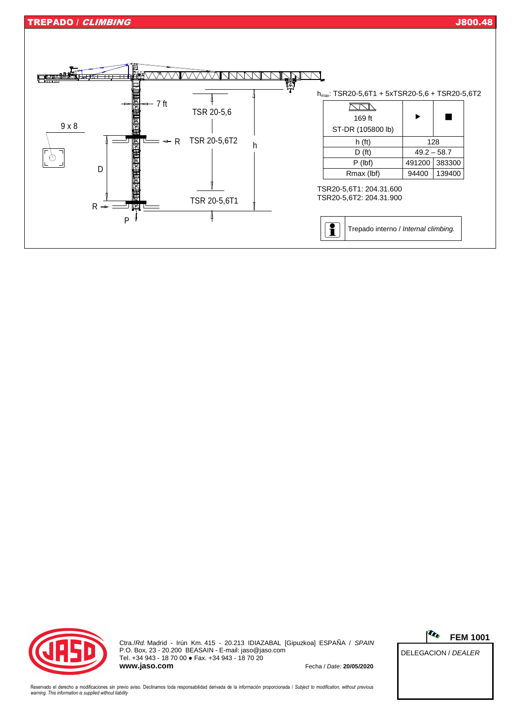## TREPADO / *CLIMBING*

J800.48

7 ft

9 x 8

TSR 20-5,6

R

TSR 20-5,6T2

h

D

R

TSR 20-5,6T1

P

$h_{max}$: TSR20-5,6T1 + 5xTSR20-5,6 + TSR20-5,6T2

| 169 ft ST-DR (105800 lb) | ▶ | ■ |
|---|---|---|
| h (ft) | 128 | |
| D (ft) | 49.2 – 58.7 | |
| P (lbf) | 491200 | 383300 |
| Rmax (lbf) | 94400 | 139400 |

TSR20-5,6T1: 204.31.600
TSR20-5,6T2: 204.31.900

Trepado interno / *Internal climbing.*

Ctra./*Rd.* Madrid - Irún Km. 415 - 20.213 IDIAZABAL [Gipuzkoa] ESPAÑA / *SPAIN*
P.O. Box, 23 - 20.200 BEASAIN - E-mail: jaso@jaso.com
Tel. +34 943 - 18 70 00 ● Fax. +34 943 - 18 70 20
**www.jaso.com**

Fecha / *Date:* **20/05/2020**

**FEM 1001**

DELEGACION / *DEALER*

Reservado el derecho a modificaciones sin previo aviso. Declinamos toda responsabilidad derivada de la información proporcionada / *Subject to modification, without previous warning. This information is supplied without liability*